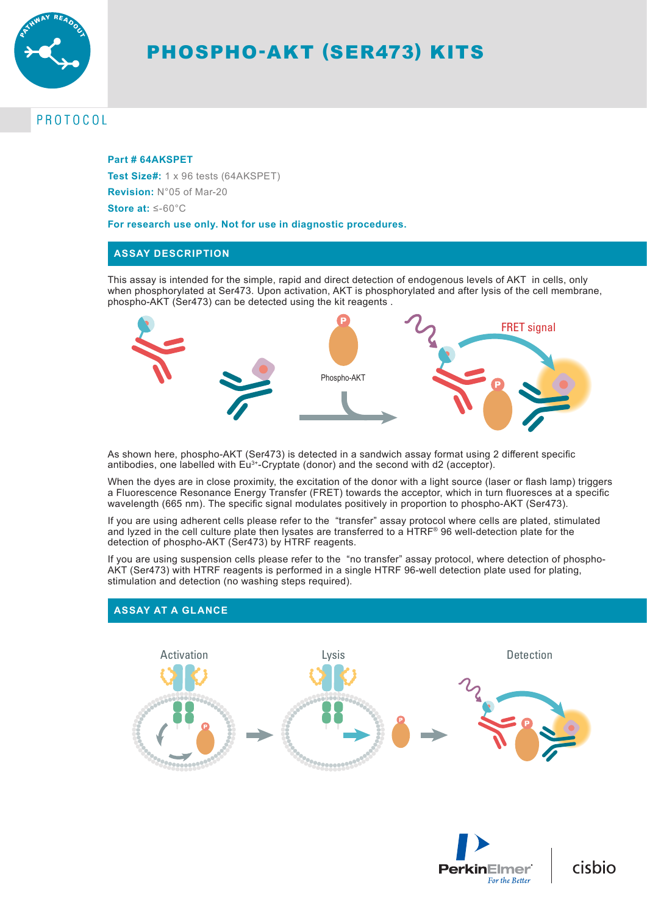# PHOSPHO-AKT (SER473) KITS

## PROTOCOL

**Part # 64AKSPET**

**Test Size#:** 1 x 96 tests (64AKSPET)

**Revision:** N°05 of Mar-20

**Store at:** ≤-60°C

**For research use only. Not for use in diagnostic procedures.**

## ASSAY DESCRIPTION

This assay is intended for the simple, rapid and direct detection of endogenous levels of AKT in cells, only when phosphorylated at Ser473. Upon activation, AKT is phosphorylated and after lysis of the cell membrane, phospho-AKT (Ser473) can be detected using the kit reagents .

As shown here, phospho-AKT (Ser473) is detected in a sandwich assay format using 2 different specific antibodies, one labelled with $Eu^{3+}$-Cryptate (donor) and the second with d2 (acceptor).

When the dyes are in close proximity, the excitation of the donor with a light source (laser or flash lamp) triggers a Fluorescence Resonance Energy Transfer (FRET) towards the acceptor, which in turn fluoresces at a specific wavelength (665 nm). The specific signal modulates positively in proportion to phospho-AKT (Ser473).

If you are using adherent cells please refer to the "transfer" assay protocol where cells are plated, stimulated and lyzed in the cell culture plate then lysates are transferred to a HTRF® 96 well-detection plate for the detection of phospho-AKT (Ser473) by HTRF reagents.

If you are using suspension cells please refer to the "no transfer" assay protocol, where detection of phospho-AKT (Ser473) with HTRF reagents is performed in a single HTRF 96-well detection plate used for plating, stimulation and detection (no washing steps required).

## ASSAY AT A GLANCE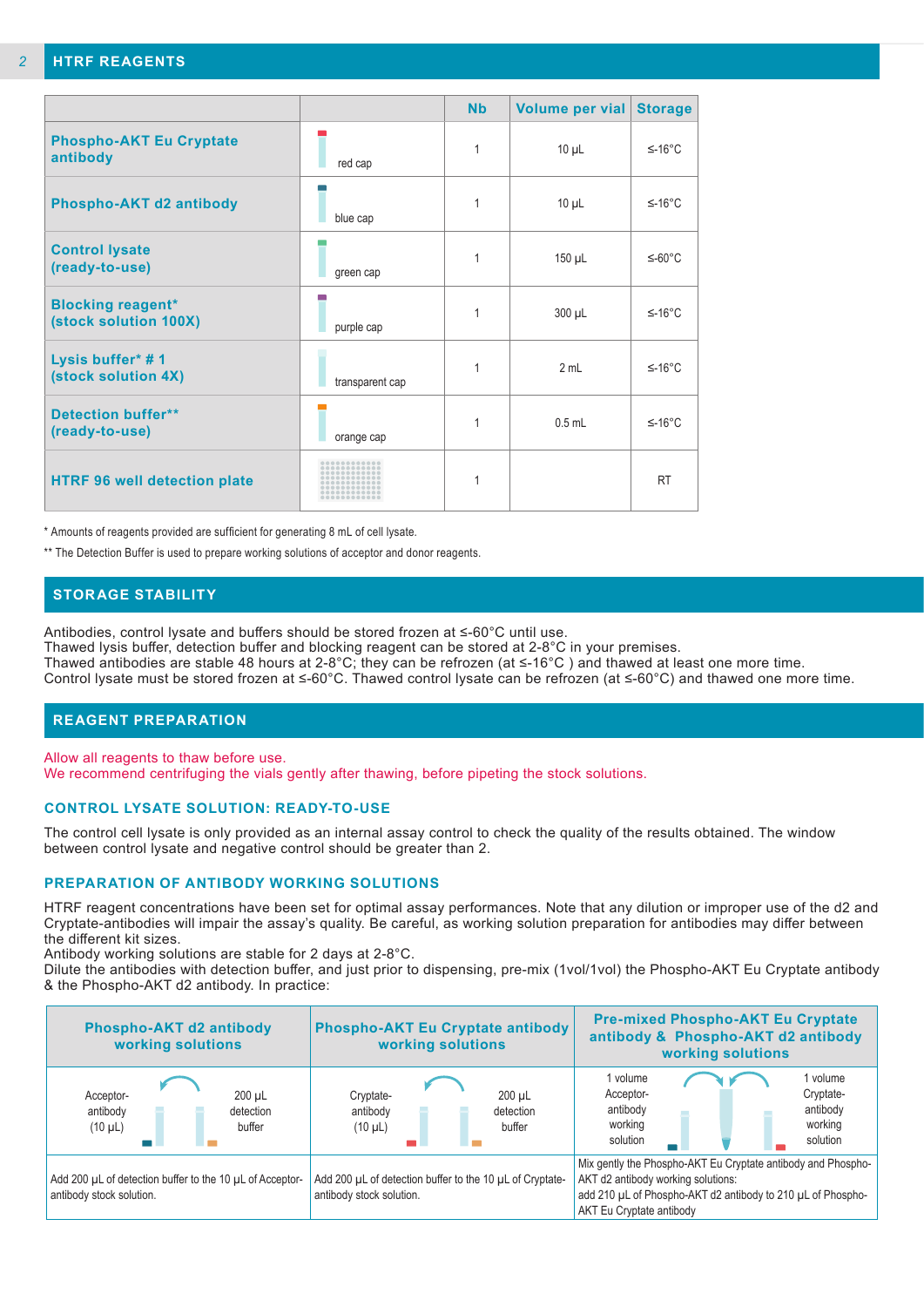## HTRF REAGENTS

| | | Nb | Volume per vial | Storage |
|---|---|---|---|---|
| **Phospho-AKT Eu Cryptate antibody** | red cap | 1 | 10 µL | ≤-16°C |
| **Phospho-AKT d2 antibody** | blue cap | 1 | 10 µL | ≤-16°C |
| **Control lysate (ready-to-use)** | green cap | 1 | 150 µL | ≤-60°C |
| **Blocking reagent* (stock solution 100X)** | purple cap | 1 | 300 µL | ≤-16°C |
| **Lysis buffer* # 1 (stock solution 4X)** | transparent cap | 1 | 2 mL | ≤-16°C |
| **Detection buffer** (ready-to-use)** | orange cap | 1 | 0.5 mL | ≤-16°C |
| **HTRF 96 well detection plate** | | 1 | | RT |

\* Amounts of reagents provided are sufficient for generating 8 mL of cell lysate.

** The Detection Buffer is used to prepare working solutions of acceptor and donor reagents.

## STORAGE STABILITY

Antibodies, control lysate and buffers should be stored frozen at ≤-60°C until use.
Thawed lysis buffer, detection buffer and blocking reagent can be stored at 2-8°C in your premises.
Thawed antibodies are stable 48 hours at 2-8°C; they can be refrozen (at ≤-16°C ) and thawed at least one more time.
Control lysate must be stored frozen at ≤-60°C. Thawed control lysate can be refrozen (at ≤-60°C) and thawed one more time.

## REAGENT PREPARATION

Allow all reagents to thaw before use.
We recommend centrifuging the vials gently after thawing, before pipeting the stock solutions.

### CONTROL LYSATE SOLUTION: READY-TO-USE

The control cell lysate is only provided as an internal assay control to check the quality of the results obtained. The window between control lysate and negative control should be greater than 2.

### PREPARATION OF ANTIBODY WORKING SOLUTIONS

HTRF reagent concentrations have been set for optimal assay performances. Note that any dilution or improper use of the d2 and Cryptate-antibodies will impair the assay's quality. Be careful, as working solution preparation for antibodies may differ between the different kit sizes.
Antibody working solutions are stable for 2 days at 2-8°C.
Dilute the antibodies with detection buffer, and just prior to dispensing, pre-mix (1vol/1vol) the Phospho-AKT Eu Cryptate antibody & the Phospho-AKT d2 antibody. In practice:

| Phospho-AKT d2 antibody working solutions | Phospho-AKT Eu Cryptate antibody working solutions | Pre-mixed Phospho-AKT Eu Cryptate antibody & Phospho-AKT d2 antibody working solutions |
|---|---|---|
| Acceptor-antibody (10 µL) — 200 µL detection buffer | Cryptate-antibody (10 µL) — 200 µL detection buffer | 1 volume Acceptor-antibody working solution — 1 volume Cryptate-antibody working solution |
| Add 200 µL of detection buffer to the 10 µL of Acceptor-antibody stock solution. | Add 200 µL of detection buffer to the 10 µL of Cryptate-antibody stock solution. | Mix gently the Phospho-AKT Eu Cryptate antibody and Phospho-AKT d2 antibody working solutions: add 210 µL of Phospho-AKT d2 antibody to 210 µL of Phospho-AKT Eu Cryptate antibody |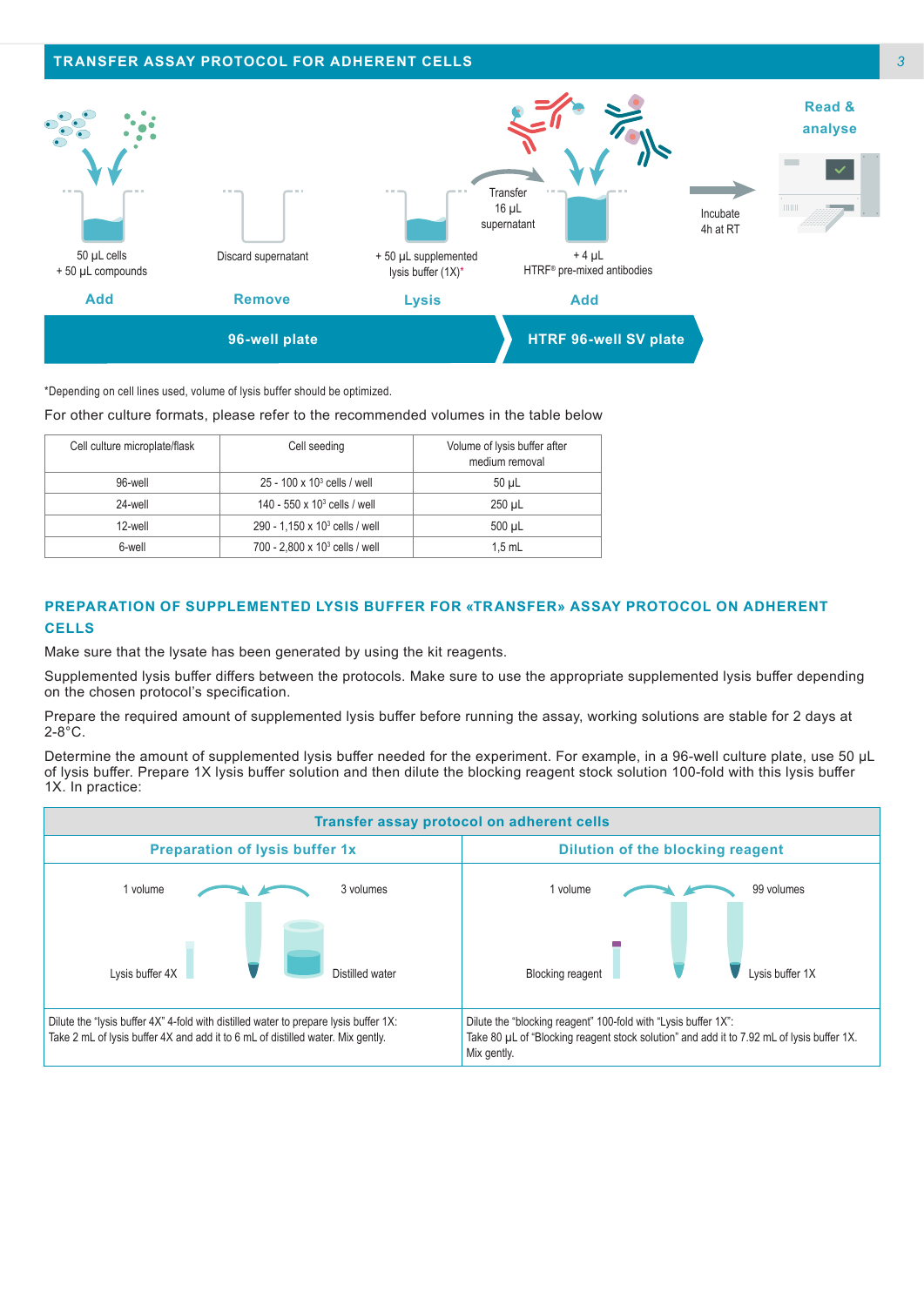## TRANSFER ASSAY PROTOCOL FOR ADHERENT CELLS

| Add | Remove | Lysis | Add | Incubate | Read & analyse |
|---|---|---|---|---|---|
| 50 µL cells + 50 µL compounds | Discard supernatant | + 50 µL supplemented lysis buffer (1X)* | Transfer 16 µL supernatant; + 4 µL HTRF® pre-mixed antibodies | 4h at RT | |
| 96-well plate | | | HTRF 96-well SV plate | | |

*Depending on cell lines used, volume of lysis buffer should be optimized.

For other culture formats, please refer to the recommended volumes in the table below

| Cell culture microplate/flask | Cell seeding | Volume of lysis buffer after medium removal |
|---|---|---|
| 96-well | 25 - 100 x $10^3$ cells / well | 50 µL |
| 24-well | 140 - 550 x $10^3$ cells / well | 250 µL |
| 12-well | 290 - 1,150 x $10^3$ cells / well | 500 µL |
| 6-well | 700 - 2,800 x $10^3$ cells / well | 1,5 mL |

## PREPARATION OF SUPPLEMENTED LYSIS BUFFER FOR «TRANSFER» ASSAY PROTOCOL ON ADHERENT CELLS

Make sure that the lysate has been generated by using the kit reagents.

Supplemented lysis buffer differs between the protocols. Make sure to use the appropriate supplemented lysis buffer depending on the chosen protocol's specification.

Prepare the required amount of supplemented lysis buffer before running the assay, working solutions are stable for 2 days at 2-8°C.

Determine the amount of supplemented lysis buffer needed for the experiment. For example, in a 96-well culture plate, use 50 µL of lysis buffer. Prepare 1X lysis buffer solution and then dilute the blocking reagent stock solution 100-fold with this lysis buffer 1X. In practice:

| Transfer assay protocol on adherent cells | |
|---|---|
| **Preparation of lysis buffer 1x** | **Dilution of the blocking reagent** |
| 1 volume Lysis buffer 4X + 3 volumes Distilled water | 1 volume Blocking reagent + 99 volumes Lysis buffer 1X |
| Dilute the "lysis buffer 4X" 4-fold with distilled water to prepare lysis buffer 1X: Take 2 mL of lysis buffer 4X and add it to 6 mL of distilled water. Mix gently. | Dilute the "blocking reagent" 100-fold with "Lysis buffer 1X": Take 80 µL of "Blocking reagent stock solution" and add it to 7.92 mL of lysis buffer 1X. Mix gently. |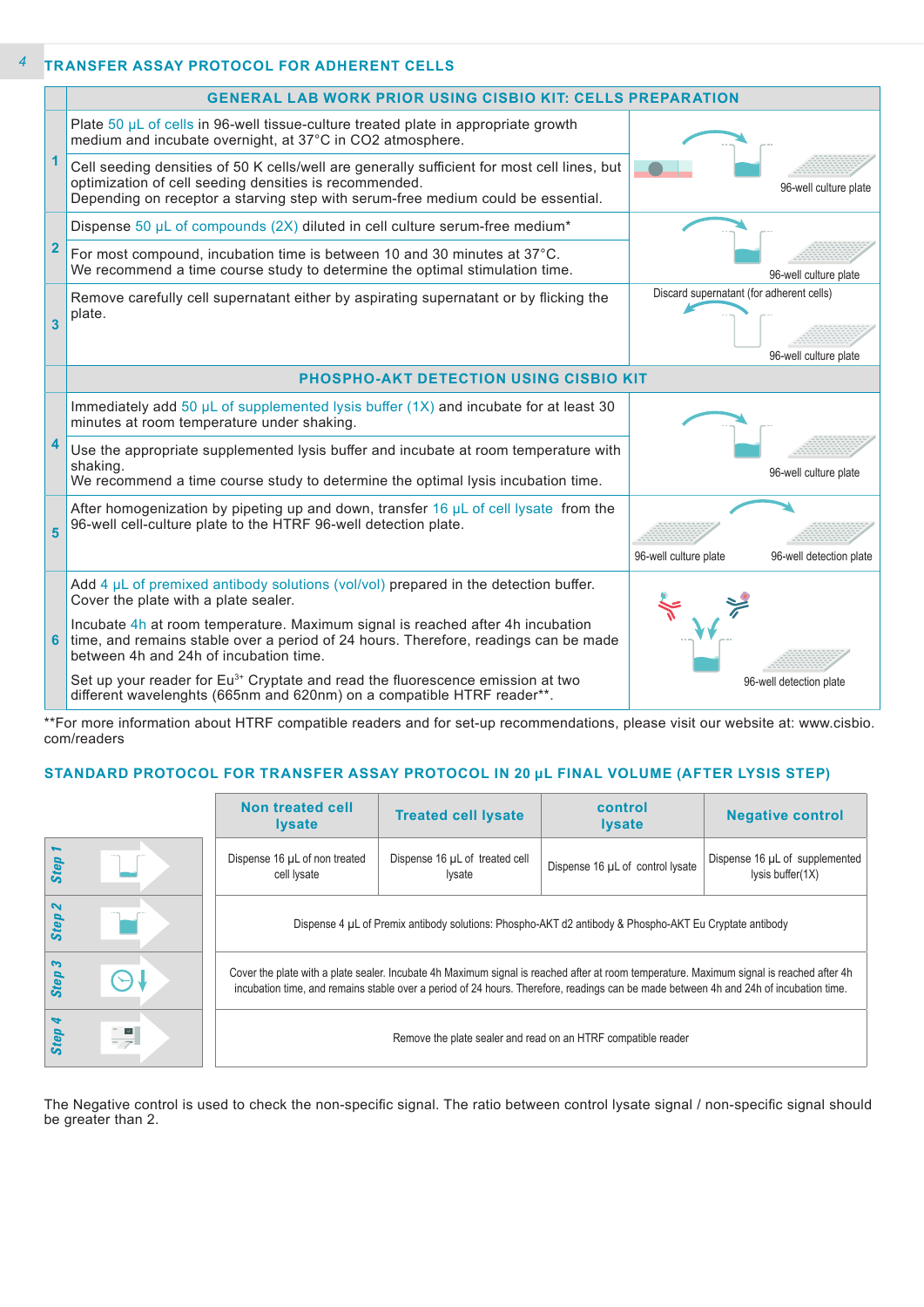## TRANSFER ASSAY PROTOCOL FOR ADHERENT CELLS

| | GENERAL LAB WORK PRIOR USING CISBIO KIT: CELLS PREPARATION | |
|---|---|---|
| 1 | Plate 50 µL of cells in 96-well tissue-culture treated plate in appropriate growth medium and incubate overnight, at 37°C in CO2 atmosphere.<br><br>Cell seeding densities of 50 K cells/well are generally sufficient for most cell lines, but optimization of cell seeding densities is recommended.<br>Depending on receptor a starving step with serum-free medium could be essential. | 96-well culture plate |
| 2 | Dispense 50 µL of compounds (2X) diluted in cell culture serum-free medium*<br><br>For most compound, incubation time is between 10 and 30 minutes at 37°C.<br>We recommend a time course study to determine the optimal stimulation time. | 96-well culture plate |
| 3 | Remove carefully cell supernatant either by aspirating supernatant or by flicking the plate. | Discard supernatant (for adherent cells)<br>96-well culture plate |
| | **PHOSPHO-AKT DETECTION USING CISBIO KIT** | |
| 4 | Immediately add 50 µL of supplemented lysis buffer (1X) and incubate for at least 30 minutes at room temperature under shaking.<br><br>Use the appropriate supplemented lysis buffer and incubate at room temperature with shaking.<br>We recommend a time course study to determine the optimal lysis incubation time. | 96-well culture plate |
| 5 | After homogenization by pipeting up and down, transfer 16 µL of cell lysate from the 96-well cell-culture plate to the HTRF 96-well detection plate. | 96-well culture plate → 96-well detection plate |
| 6 | Add 4 µL of premixed antibody solutions (vol/vol) prepared in the detection buffer. Cover the plate with a plate sealer.<br><br>Incubate 4h at room temperature. Maximum signal is reached after 4h incubation time, and remains stable over a period of 24 hours. Therefore, readings can be made between 4h and 24h of incubation time.<br><br>Set up your reader for $Eu^{3+}$ Cryptate and read the fluorescence emission at two different wavelenghts (665nm and 620nm) on a compatible HTRF reader**. | 96-well detection plate |

**For more information about HTRF compatible readers and for set-up recommendations, please visit our website at: www.cisbio.com/readers

## STANDARD PROTOCOL FOR TRANSFER ASSAY PROTOCOL IN 20 µL FINAL VOLUME (AFTER LYSIS STEP)

| | Non treated cell lysate | Treated cell lysate | control lysate | Negative control |
|---|---|---|---|---|
| Step 1 | Dispense 16 µL of non treated cell lysate | Dispense 16 µL of treated cell lysate | Dispense 16 µL of control lysate | Dispense 16 µL of supplemented lysis buffer(1X) |
| Step 2 | Dispense 4 µL of Premix antibody solutions: Phospho-AKT d2 antibody & Phospho-AKT Eu Cryptate antibody | | | |
| Step 3 | Cover the plate with a plate sealer. Incubate 4h Maximum signal is reached after at room temperature. Maximum signal is reached after 4h incubation time, and remains stable over a period of 24 hours. Therefore, readings can be made between 4h and 24h of incubation time. | | | |
| Step 4 | Remove the plate sealer and read on an HTRF compatible reader | | | |

The Negative control is used to check the non-specific signal. The ratio between control lysate signal / non-specific signal should be greater than 2.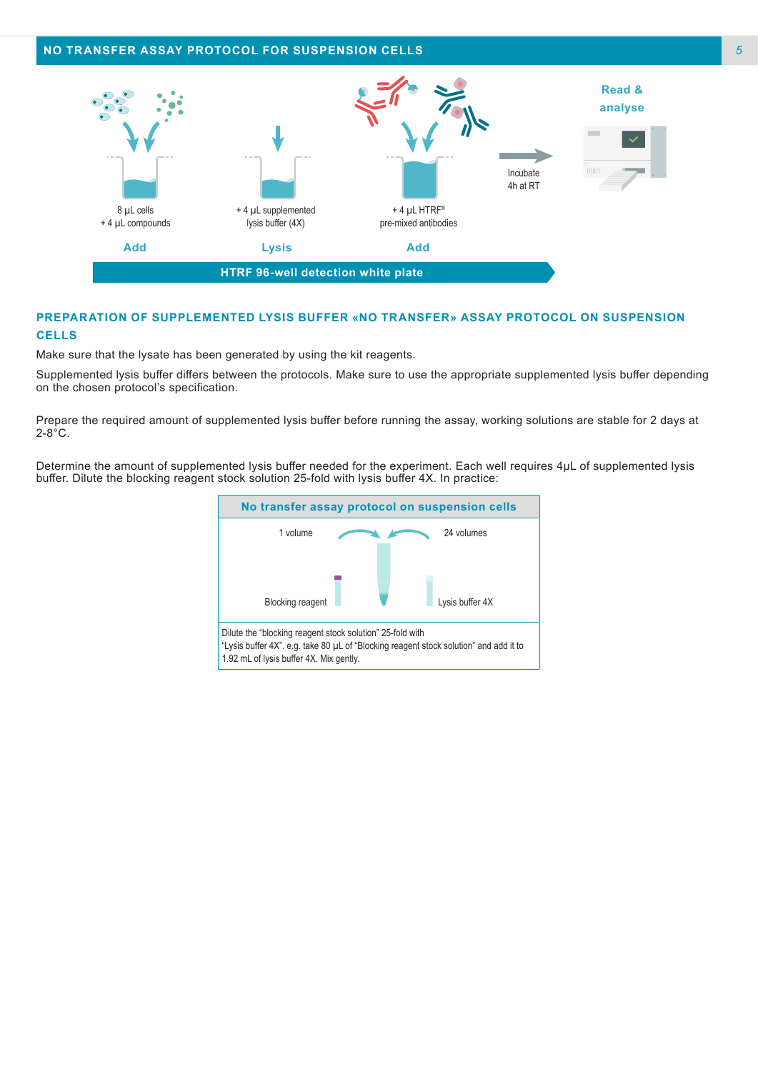## NO TRANSFER ASSAY PROTOCOL FOR SUSPENSION CELLS

| Add | Lysis | Add | | Read & analyse |
|---|---|---|---|---|
| 8 µL cells + 4 µL compounds | + 4 µL supplemented lysis buffer (4X) | + 4 µL HTRF® pre-mixed antibodies | Incubate 4h at RT | |

HTRF 96-well detection white plate

### PREPARATION OF SUPPLEMENTED LYSIS BUFFER «NO TRANSFER» ASSAY PROTOCOL ON SUSPENSION CELLS

Make sure that the lysate has been generated by using the kit reagents.

Supplemented lysis buffer differs between the protocols. Make sure to use the appropriate supplemented lysis buffer depending on the chosen protocol's specification.

Prepare the required amount of supplemented lysis buffer before running the assay, working solutions are stable for 2 days at 2-8°C.

Determine the amount of supplemented lysis buffer needed for the experiment. Each well requires 4µL of supplemented lysis buffer. Dilute the blocking reagent stock solution 25-fold with lysis buffer 4X. In practice:

| No transfer assay protocol on suspension cells | |
|---|---|
| 1 volume Blocking reagent | 24 volumes Lysis buffer 4X |

Dilute the "blocking reagent stock solution" 25-fold with "Lysis buffer 4X". e.g. take 80 µL of "Blocking reagent stock solution" and add it to 1.92 mL of lysis buffer 4X. Mix gently.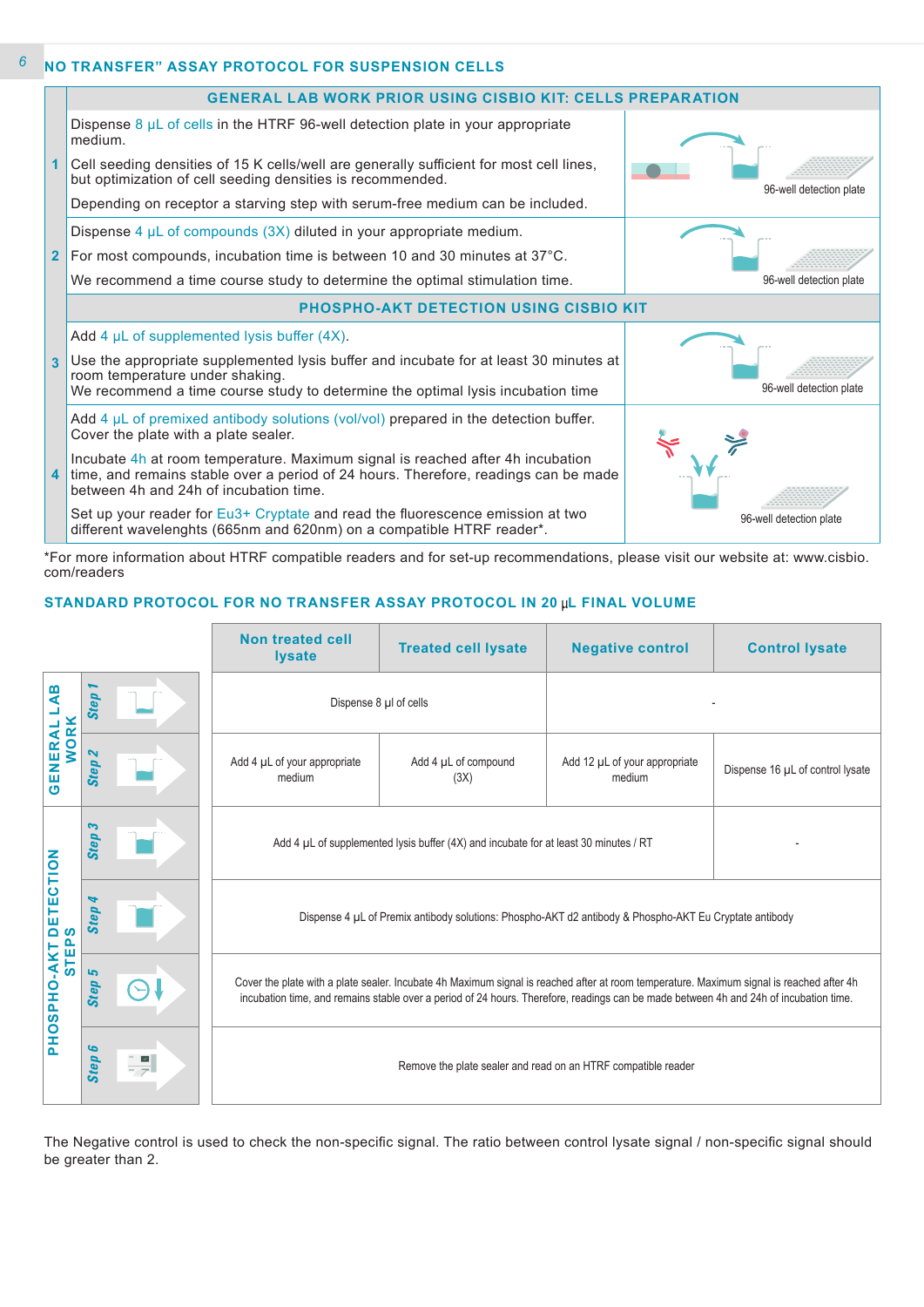## NO TRANSFER" ASSAY PROTOCOL FOR SUSPENSION CELLS

| | GENERAL LAB WORK PRIOR USING CISBIO KIT: CELLS PREPARATION | |
|---|---|---|
| 1 | Dispense 8 µL of cells in the HTRF 96-well detection plate in your appropriate medium.<br>Cell seeding densities of 15 K cells/well are generally sufficient for most cell lines, but optimization of cell seeding densities is recommended.<br>Depending on receptor a starving step with serum-free medium can be included. | 96-well detection plate |
| 2 | Dispense 4 µL of compounds (3X) diluted in your appropriate medium.<br>For most compounds, incubation time is between 10 and 30 minutes at 37°C.<br>We recommend a time course study to determine the optimal stimulation time. | 96-well detection plate |
| | **PHOSPHO-AKT DETECTION USING CISBIO KIT** | |
| 3 | Add 4 µL of supplemented lysis buffer (4X).<br>Use the appropriate supplemented lysis buffer and incubate for at least 30 minutes at room temperature under shaking.<br>We recommend a time course study to determine the optimal lysis incubation time | 96-well detection plate |
| 4 | Add 4 µL of premixed antibody solutions (vol/vol) prepared in the detection buffer. Cover the plate with a plate sealer.<br>Incubate 4h at room temperature. Maximum signal is reached after 4h incubation time, and remains stable over a period of 24 hours. Therefore, readings can be made between 4h and 24h of incubation time.<br>Set up your reader for Eu3+ Cryptate and read the fluorescence emission at two different wavelenghts (665nm and 620nm) on a compatible HTRF reader*. | 96-well detection plate |

*For more information about HTRF compatible readers and for set-up recommendations, please visit our website at: www.cisbio.com/readers

## STANDARD PROTOCOL FOR NO TRANSFER ASSAY PROTOCOL IN 20 µL FINAL VOLUME

| | | Non treated cell lysate | Treated cell lysate | Negative control | Control lysate |
|---|---|---|---|---|---|
| GENERAL LAB WORK | Step 1 | Dispense 8 µl of cells | | - | |
| | Step 2 | Add 4 µL of your appropriate medium | Add 4 µL of compound (3X) | Add 12 µL of your appropriate medium | Dispense 16 µL of control lysate |
| PHOSPHO-AKT DETECTION STEPS | Step 3 | Add 4 µL of supplemented lysis buffer (4X) and incubate for at least 30 minutes / RT | | | - |
| | Step 4 | Dispense 4 µL of Premix antibody solutions: Phospho-AKT d2 antibody & Phospho-AKT Eu Cryptate antibody | | | |
| | Step 5 | Cover the plate with a plate sealer. Incubate 4h Maximum signal is reached after at room temperature. Maximum signal is reached after 4h incubation time, and remains stable over a period of 24 hours. Therefore, readings can be made between 4h and 24h of incubation time. | | | |
| | Step 6 | Remove the plate sealer and read on an HTRF compatible reader | | | |

The Negative control is used to check the non-specific signal. The ratio between control lysate signal / non-specific signal should be greater than 2.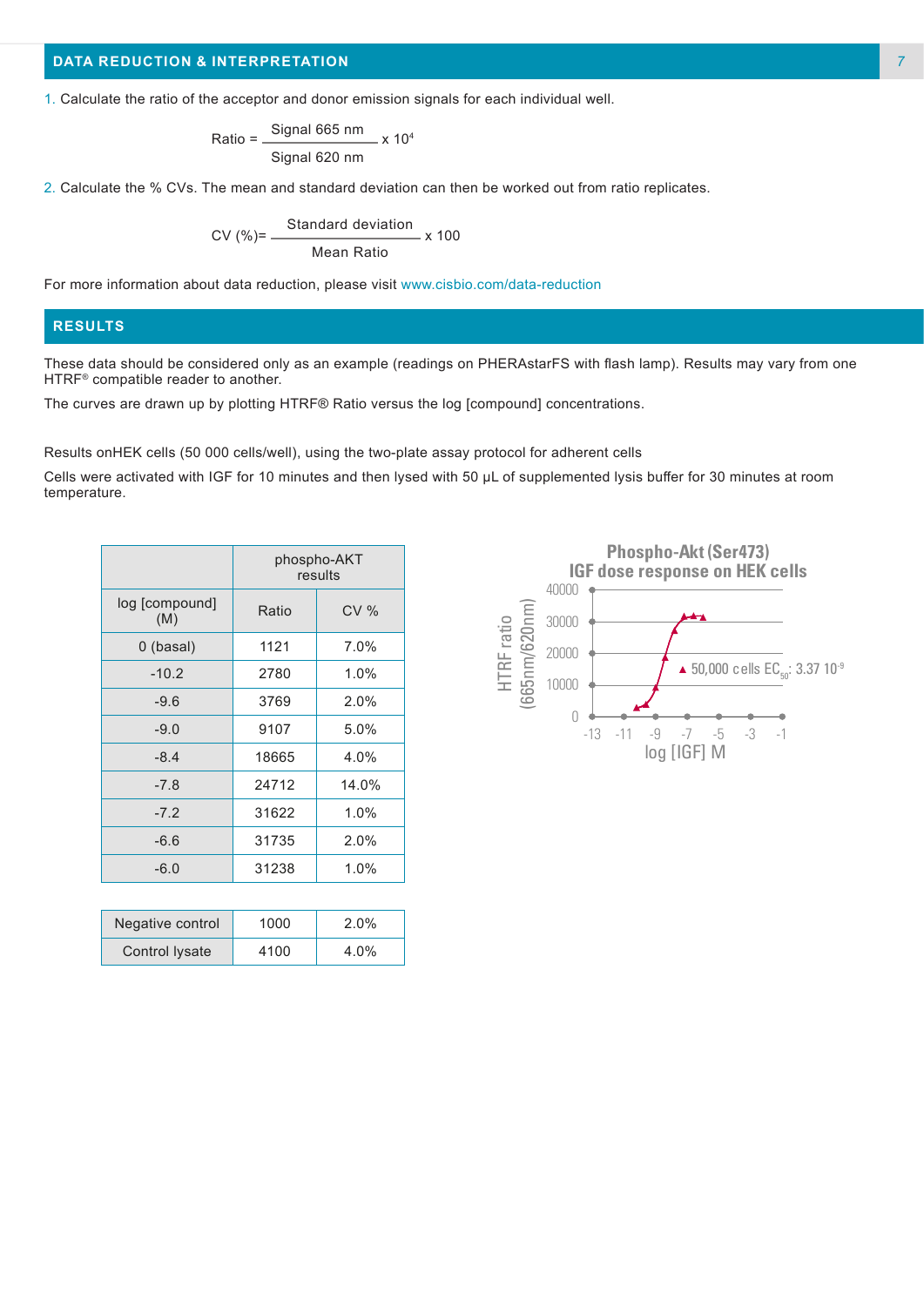## DATA REDUCTION & INTERPRETATION

1. Calculate the ratio of the acceptor and donor emission signals for each individual well.

$$\text{Ratio} = \frac{\text{Signal 665 nm}}{\text{Signal 620 nm}} \times 10^4$$

2. Calculate the % CVs. The mean and standard deviation can then be worked out from ratio replicates.

$$\text{CV (\%)} = \frac{\text{Standard deviation}}{\text{Mean Ratio}} \times 100$$

For more information about data reduction, please visit www.cisbio.com/data-reduction

## RESULTS

These data should be considered only as an example (readings on PHERAstarFS with flash lamp). Results may vary from one HTRF® compatible reader to another.

The curves are drawn up by plotting HTRF® Ratio versus the log [compound] concentrations.

Results onHEK cells (50 000 cells/well), using the two-plate assay protocol for adherent cells

Cells were activated with IGF for 10 minutes and then lysed with 50 µL of supplemented lysis buffer for 30 minutes at room temperature.

| | phospho-AKT results | |
|---|---|---|
| log [compound] (M) | Ratio | CV % |
| 0 (basal) | 1121 | 7.0% |
| -10.2 | 2780 | 1.0% |
| -9.6 | 3769 | 2.0% |
| -9.0 | 9107 | 5.0% |
| -8.4 | 18665 | 4.0% |
| -7.8 | 24712 | 14.0% |
| -7.2 | 31622 | 1.0% |
| -6.6 | 31735 | 2.0% |
| -6.0 | 31238 | 1.0% |

| | | |
|---|---|---|
| Negative control | 1000 | 2.0% |
| Control lysate | 4100 | 4.0% |

**Phospho-Akt (Ser473)**
**IGF dose response on HEK cells**

HTRF ratio (665nm/620nm) vs log [IGF] M

▲ 50,000 cells $EC_{50}$: 3.37 $10^{-9}$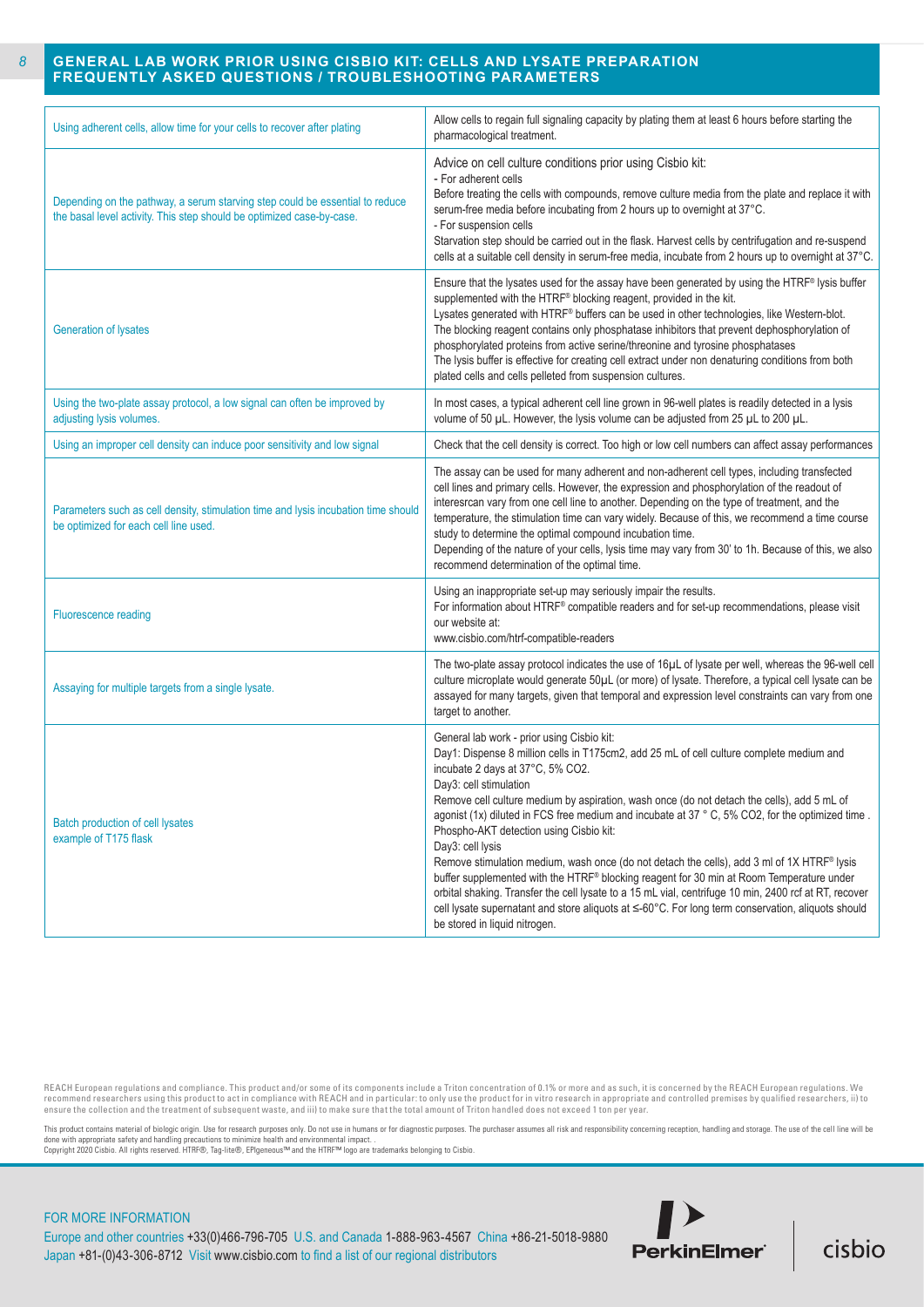## GENERAL LAB WORK PRIOR USING CISBIO KIT: CELLS AND LYSATE PREPARATION FREQUENTLY ASKED QUESTIONS / TROUBLESHOOTING PARAMETERS

| | |
|---|---|
| Using adherent cells, allow time for your cells to recover after plating | Allow cells to regain full signaling capacity by plating them at least 6 hours before starting the pharmacological treatment. |
| Depending on the pathway, a serum starving step could be essential to reduce the basal level activity. This step should be optimized case-by-case. | Advice on cell culture conditions prior using Cisbio kit:<br>- For adherent cells<br>Before treating the cells with compounds, remove culture media from the plate and replace it with serum-free media before incubating from 2 hours up to overnight at 37°C.<br>- For suspension cells<br>Starvation step should be carried out in the flask. Harvest cells by centrifugation and re-suspend cells at a suitable cell density in serum-free media, incubate from 2 hours up to overnight at 37°C. |
| Generation of lysates | Ensure that the lysates used for the assay have been generated by using the HTRF® lysis buffer supplemented with the HTRF® blocking reagent, provided in the kit.<br>Lysates generated with HTRF® buffers can be used in other technologies, like Western-blot.<br>The blocking reagent contains only phosphatase inhibitors that prevent dephosphorylation of phosphorylated proteins from active serine/threonine and tyrosine phosphatases<br>The lysis buffer is effective for creating cell extract under non denaturing conditions from both plated cells and cells pelleted from suspension cultures. |
| Using the two-plate assay protocol, a low signal can often be improved by adjusting lysis volumes. | In most cases, a typical adherent cell line grown in 96-well plates is readily detected in a lysis volume of 50 µL. However, the lysis volume can be adjusted from 25 µL to 200 µL. |
| Using an improper cell density can induce poor sensitivity and low signal | Check that the cell density is correct. Too high or low cell numbers can affect assay performances |
| Parameters such as cell density, stimulation time and lysis incubation time should be optimized for each cell line used. | The assay can be used for many adherent and non-adherent cell types, including transfected cell lines and primary cells. However, the expression and phosphorylation of the readout of interesrcan vary from one cell line to another. Depending on the type of treatment, and the temperature, the stimulation time can vary widely. Because of this, we recommend a time course study to determine the optimal compound incubation time.<br>Depending of the nature of your cells, lysis time may vary from 30' to 1h. Because of this, we also recommend determination of the optimal time. |
| Fluorescence reading | Using an inappropriate set-up may seriously impair the results.<br>For information about HTRF® compatible readers and for set-up recommendations, please visit our website at:<br>www.cisbio.com/htrf-compatible-readers |
| Assaying for multiple targets from a single lysate. | The two-plate assay protocol indicates the use of 16µL of lysate per well, whereas the 96-well cell culture microplate would generate 50µL (or more) of lysate. Therefore, a typical cell lysate can be assayed for many targets, given that temporal and expression level constraints can vary from one target to another. |
| Batch production of cell lysates<br>example of T175 flask | General lab work - prior using Cisbio kit:<br>Day1: Dispense 8 million cells in T175cm2, add 25 mL of cell culture complete medium and incubate 2 days at 37°C, 5% CO2.<br>Day3: cell stimulation<br>Remove cell culture medium by aspiration, wash once (do not detach the cells), add 5 mL of agonist (1x) diluted in FCS free medium and incubate at 37 ° C, 5% CO2, for the optimized time .<br>Phospho-AKT detection using Cisbio kit:<br>Day3: cell lysis<br>Remove stimulation medium, wash once (do not detach the cells), add 3 ml of 1X HTRF® lysis buffer supplemented with the HTRF® blocking reagent for 30 min at Room Temperature under orbital shaking. Transfer the cell lysate to a 15 mL vial, centrifuge 10 min, 2400 rcf at RT, recover cell lysate supernatant and store aliquots at ≤-60°C. For long term conservation, aliquots should be stored in liquid nitrogen. |

REACH European regulations and compliance. This product and/or some of its components include a Triton concentration of 0.1% or more and as such, it is concerned by the REACH European regulations. We recommend researchers using this product to act in compliance with REACH and in particular: to only use the product for in vitro research in appropriate and controlled premises by qualified researchers, ii) to ensure the collection and the treatment of subsequent waste, and iii) to make sure that the total amount of Triton handled does not exceed 1 ton per year.

This product contains material of biologic origin. Use for research purposes only. Do not use in humans or for diagnostic purposes. The purchaser assumes all risk and responsibility concerning reception, handling and storage. The use of the cell line will be done with appropriate safety and handling precautions to minimize health and environmental impact. .
Copyright 2020 Cisbio. All rights reserved. HTRF®, Tag-lite®, EPIgeneous™ and the HTRF™ logo are trademarks belonging to Cisbio.

FOR MORE INFORMATION
Europe and other countries +33(0)466-796-705 U.S. and Canada 1-888-963-4567 China +86-21-5018-9880
Japan +81-(0)43-306-8712 Visit www.cisbio.com to find a list of our regional distributors

PerkinElmer | cisbio